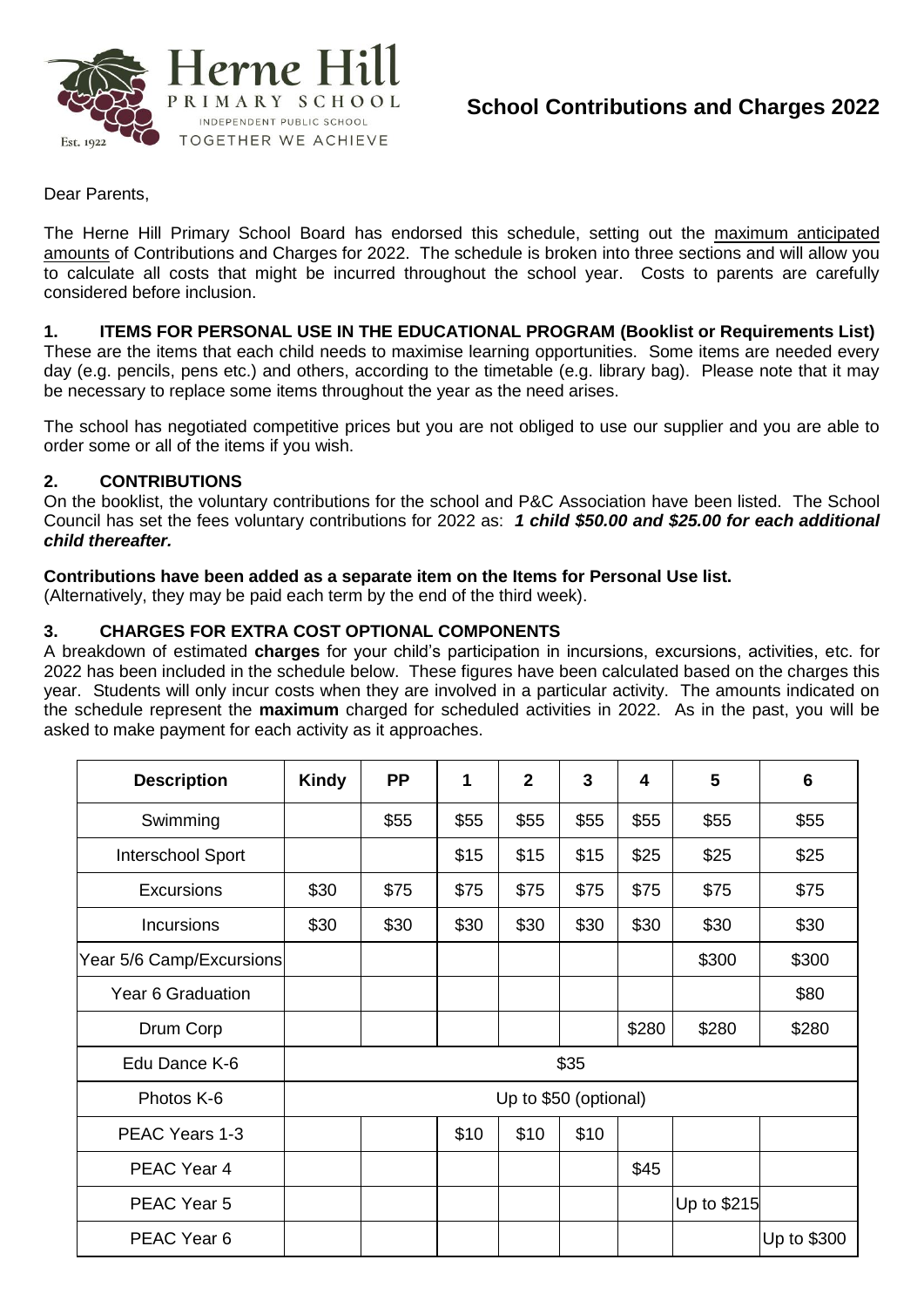# Herne Hill Primary School

Independent Public School

TOGETHER WE ACHIEVE

Est. 1922

## School Contributions and Charges 2022

Dear Parents,

The Herne Hill Primary School Board has endorsed this schedule, setting out the maximum anticipated amounts of Contributions and Charges for 2022. The schedule is broken into three sections and will allow you to calculate all costs that might be incurred throughout the school year. Costs to parents are carefully considered before inclusion.

### 1. ITEMS FOR PERSONAL USE IN THE EDUCATIONAL PROGRAM (Booklist or Requirements List)

These are the items that each child needs to maximise learning opportunities. Some items are needed every day (e.g. pencils, pens etc.) and others, according to the timetable (e.g. library bag). Please note that it may be necessary to replace some items throughout the year as the need arises.

The school has negotiated competitive prices but you are not obliged to use our supplier and you are able to order some or all of the items if you wish.

### 2. CONTRIBUTIONS

On the booklist, the voluntary contributions for the school and P&C Association have been listed. The School Council has set the fees voluntary contributions for 2022 as: ***1 child $50.00 and $25.00 for each additional child thereafter.***

**Contributions have been added as a separate item on the Items for Personal Use list.**
(Alternatively, they may be paid each term by the end of the third week).

### 3. CHARGES FOR EXTRA COST OPTIONAL COMPONENTS

A breakdown of estimated **charges** for your child's participation in incursions, excursions, activities, etc. for 2022 has been included in the schedule below. These figures have been calculated based on the charges this year. Students will only incur costs when they are involved in a particular activity. The amounts indicated on the schedule represent the **maximum** charged for scheduled activities in 2022. As in the past, you will be asked to make payment for each activity as it approaches.

| Description | Kindy | PP | 1 | 2 | 3 | 4 | 5 | 6 |
|---|---|---|---|---|---|---|---|---|
| Swimming | | $55 | $55 | $55 | $55 | $55 | $55 | $55 |
| Interschool Sport | | | $15 | $15 | $15 | $25 | $25 | $25 |
| Excursions | $30 | $75 | $75 | $75 | $75 | $75 | $75 | $75 |
| Incursions | $30 | $30 | $30 | $30 | $30 | $30 | $30 | $30 |
| Year 5/6 Camp/Excursions | | | | | | | $300 | $300 |
| Year 6 Graduation | | | | | | | | $80 |
| Drum Corp | | | | | | $280 | $280 | $280 |
| Edu Dance K-6 | $35 | | | | | | | |
| Photos K-6 | Up to $50 (optional) | | | | | | | |
| PEAC Years 1-3 | | | $10 | $10 | $10 | | | |
| PEAC Year 4 | | | | | | $45 | | |
| PEAC Year 5 | | | | | | | Up to $215 | |
| PEAC Year 6 | | | | | | | | Up to $300 |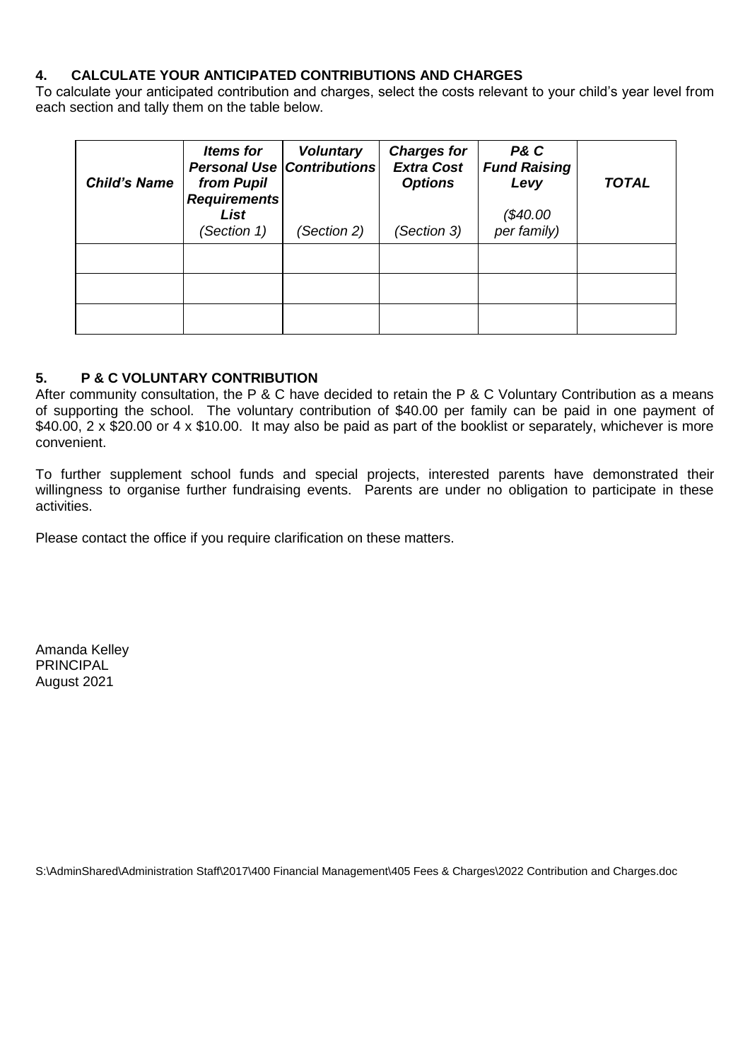## 4. CALCULATE YOUR ANTICIPATED CONTRIBUTIONS AND CHARGES

To calculate your anticipated contribution and charges, select the costs relevant to your child's year level from each section and tally them on the table below.

| ***Child's Name*** | ***Items for Personal Use from Pupil Requirements List*** *(Section 1)* | ***Voluntary Contributions*** *(Section 2)* | ***Charges for Extra Cost Options*** *(Section 3)* | ***P& C Fund Raising Levy*** *($40.00 per family)* | ***TOTAL*** |
|---|---|---|---|---|---|
| | | | | | |
| | | | | | |
| | | | | | |

## 5. P & C VOLUNTARY CONTRIBUTION

After community consultation, the P & C have decided to retain the P & C Voluntary Contribution as a means of supporting the school. The voluntary contribution of $40.00 per family can be paid in one payment of $40.00, 2 x $20.00 or 4 x $10.00. It may also be paid as part of the booklist or separately, whichever is more convenient.

To further supplement school funds and special projects, interested parents have demonstrated their willingness to organise further fundraising events. Parents are under no obligation to participate in these activities.

Please contact the office if you require clarification on these matters.

Amanda Kelley
PRINCIPAL
August 2021

S:\AdminShared\Administration Staff\2017\400 Financial Management\405 Fees & Charges\2022 Contribution and Charges.doc